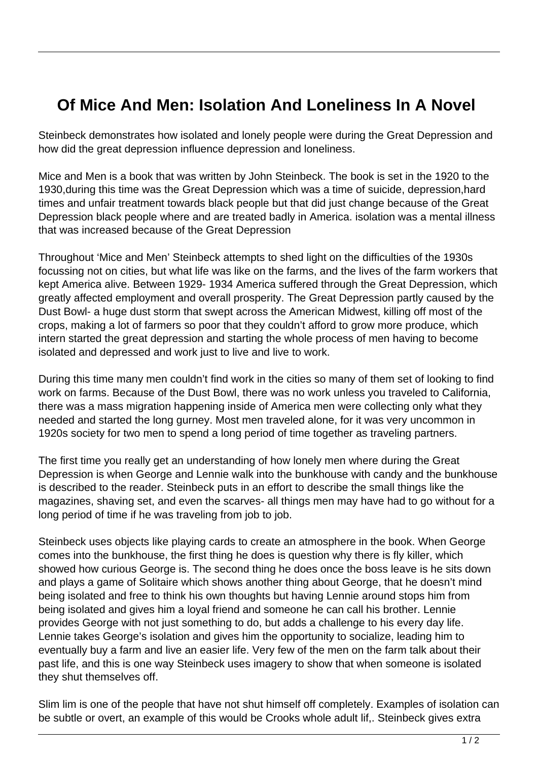# Of Mice And Men: Isolation And Loneliness In A Novel

Steinbeck demonstrates how isolated and lonely people were during the Great Depression and how did the great depression influence depression and loneliness.

Mice and Men is a book that was written by John Steinbeck. The book is set in the 1920 to the 1930,during this time was the Great Depression which was a time of suicide, depression,hard times and unfair treatment towards black people but that did just change because of the Great Depression black people where and are treated badly in America. isolation was a mental illness that was increased because of the Great Depression

Throughout 'Mice and Men' Steinbeck attempts to shed light on the difficulties of the 1930s focussing not on cities, but what life was like on the farms, and the lives of the farm workers that kept America alive. Between 1929- 1934 America suffered through the Great Depression, which greatly affected employment and overall prosperity. The Great Depression partly caused by the Dust Bowl- a huge dust storm that swept across the American Midwest, killing off most of the crops, making a lot of farmers so poor that they couldn't afford to grow more produce, which intern started the great depression and starting the whole process of men having to become isolated and depressed and work just to live and live to work.

During this time many men couldn't find work in the cities so many of them set of looking to find work on farms. Because of the Dust Bowl, there was no work unless you traveled to California, there was a mass migration happening inside of America men were collecting only what they needed and started the long gurney. Most men traveled alone, for it was very uncommon in 1920s society for two men to spend a long period of time together as traveling partners.

The first time you really get an understanding of how lonely men where during the Great Depression is when George and Lennie walk into the bunkhouse with candy and the bunkhouse is described to the reader. Steinbeck puts in an effort to describe the small things like the magazines, shaving set, and even the scarves- all things men may have had to go without for a long period of time if he was traveling from job to job.

Steinbeck uses objects like playing cards to create an atmosphere in the book. When George comes into the bunkhouse, the first thing he does is question why there is fly killer, which showed how curious George is. The second thing he does once the boss leave is he sits down and plays a game of Solitaire which shows another thing about George, that he doesn't mind being isolated and free to think his own thoughts but having Lennie around stops him from being isolated and gives him a loyal friend and someone he can call his brother. Lennie provides George with not just something to do, but adds a challenge to his every day life. Lennie takes George's isolation and gives him the opportunity to socialize, leading him to eventually buy a farm and live an easier life. Very few of the men on the farm talk about their past life, and this is one way Steinbeck uses imagery to show that when someone is isolated they shut themselves off.

Slim lim is one of the people that have not shut himself off completely. Examples of isolation can be subtle or overt, an example of this would be Crooks whole adult lif,. Steinbeck gives extra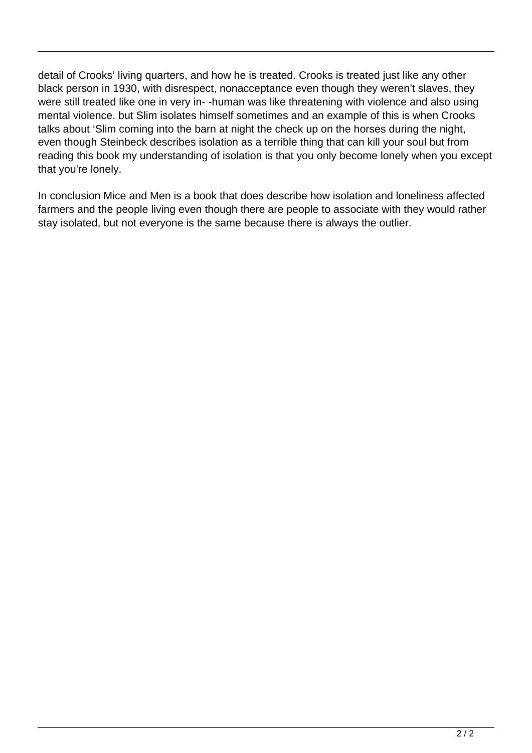detail of Crooks' living quarters, and how he is treated. Crooks is treated just like any other black person in 1930, with disrespect, nonacceptance even though they weren't slaves, they were still treated like one in very in- -human was like threatening with violence and also using mental violence. but Slim isolates himself sometimes and an example of this is when Crooks talks about 'Slim coming into the barn at night the check up on the horses during the night, even though Steinbeck describes isolation as a terrible thing that can kill your soul but from reading this book my understanding of isolation is that you only become lonely when you except that you're lonely.

In conclusion Mice and Men is a book that does describe how isolation and loneliness affected farmers and the people living even though there are people to associate with they would rather stay isolated, but not everyone is the same because there is always the outlier.